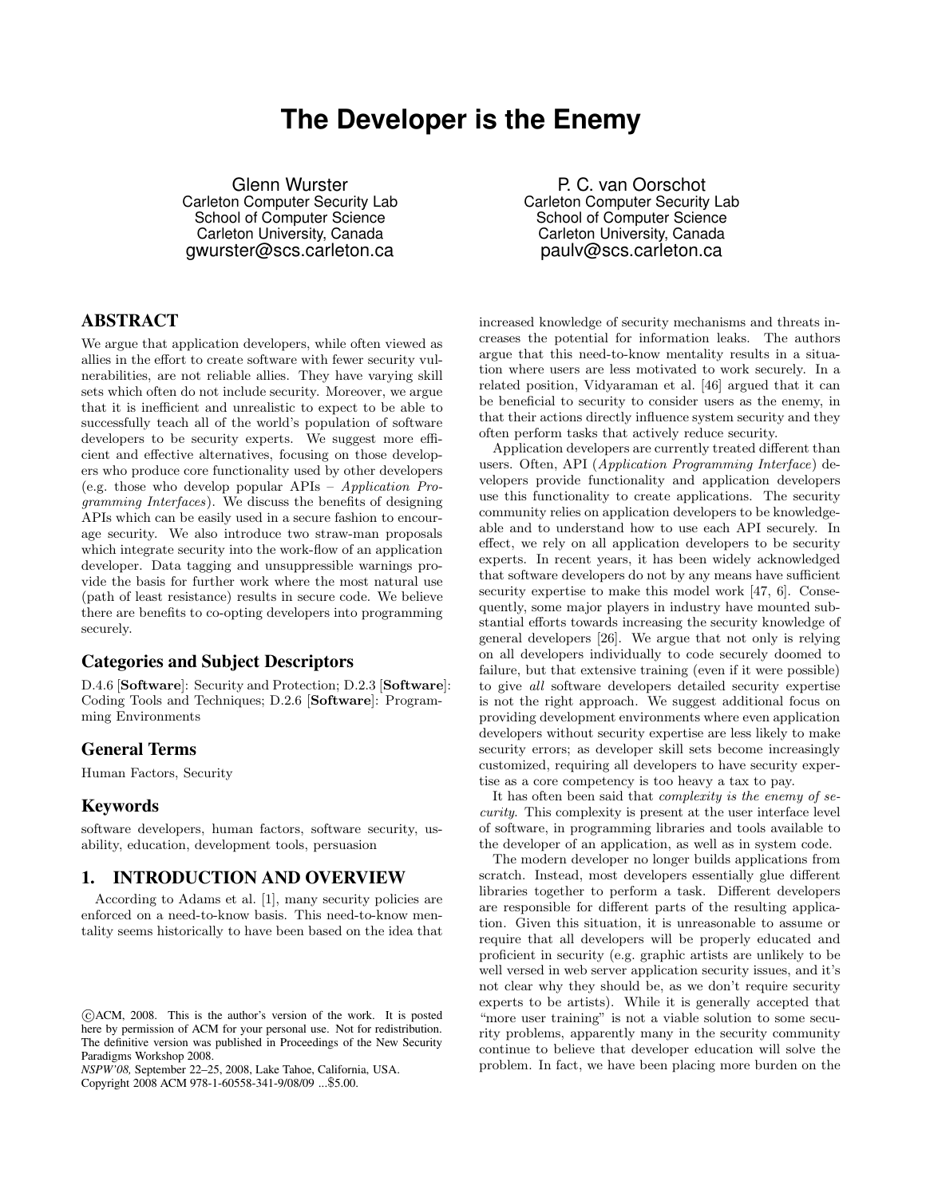# The Developer is the Enemy

Glenn Wurster
Carleton Computer Security Lab
School of Computer Science
Carleton University, Canada
gwurster@scs.carleton.ca

P. C. van Oorschot
Carleton Computer Security Lab
School of Computer Science
Carleton University, Canada
paulv@scs.carleton.ca

## ABSTRACT

We argue that application developers, while often viewed as allies in the effort to create software with fewer security vulnerabilities, are not reliable allies. They have varying skill sets which often do not include security. Moreover, we argue that it is inefficient and unrealistic to expect to be able to successfully teach all of the world's population of software developers to be security experts. We suggest more efficient and effective alternatives, focusing on those developers who produce core functionality used by other developers (e.g. those who develop popular APIs – *Application Programming Interfaces*). We discuss the benefits of designing APIs which can be easily used in a secure fashion to encourage security. We also introduce two straw-man proposals which integrate security into the work-flow of an application developer. Data tagging and unsuppressible warnings provide the basis for further work where the most natural use (path of least resistance) results in secure code. We believe there are benefits to co-opting developers into programming securely.

### Categories and Subject Descriptors

D.4.6 [**Software**]: Security and Protection; D.2.3 [**Software**]: Coding Tools and Techniques; D.2.6 [**Software**]: Programming Environments

### General Terms

Human Factors, Security

### Keywords

software developers, human factors, software security, usability, education, development tools, persuasion

## 1. INTRODUCTION AND OVERVIEW

According to Adams et al. [1], many security policies are enforced on a need-to-know basis. This need-to-know mentality seems historically to have been based on the idea that increased knowledge of security mechanisms and threats increases the potential for information leaks. The authors argue that this need-to-know mentality results in a situation where users are less motivated to work securely. In a related position, Vidyaraman et al. [46] argued that it can be beneficial to security to consider users as the enemy, in that their actions directly influence system security and they often perform tasks that actively reduce security.

Application developers are currently treated different than users. Often, API (*Application Programming Interface*) developers provide functionality and application developers use this functionality to create applications. The security community relies on application developers to be knowledgeable and to understand how to use each API securely. In effect, we rely on all application developers to be security experts. In recent years, it has been widely acknowledged that software developers do not by any means have sufficient security expertise to make this model work [47, 6]. Consequently, some major players in industry have mounted substantial efforts towards increasing the security knowledge of general developers [26]. We argue that not only is relying on all developers individually to code securely doomed to failure, but that extensive training (even if it were possible) to give *all* software developers detailed security expertise is not the right approach. We suggest additional focus on providing development environments where even application developers without security expertise are less likely to make security errors; as developer skill sets become increasingly customized, requiring all developers to have security expertise as a core competency is too heavy a tax to pay.

It has often been said that *complexity is the enemy of security*. This complexity is present at the user interface level of software, in programming libraries and tools available to the developer of an application, as well as in system code.

The modern developer no longer builds applications from scratch. Instead, most developers essentially glue different libraries together to perform a task. Different developers are responsible for different parts of the resulting application. Given this situation, it is unreasonable to assume or require that all developers will be properly educated and proficient in security (e.g. graphic artists are unlikely to be well versed in web server application security issues, and it's not clear why they should be, as we don't require security experts to be artists). While it is generally accepted that "more user training" is not a viable solution to some security problems, apparently many in the security community continue to believe that developer education will solve the problem. In fact, we have been placing more burden on the

©ACM, 2008. This is the author's version of the work. It is posted here by permission of ACM for your personal use. Not for redistribution. The definitive version was published in Proceedings of the New Security Paradigms Workshop 2008.
*NSPW'08,* September 22–25, 2008, Lake Tahoe, California, USA.
Copyright 2008 ACM 978-1-60558-341-9/08/09 ...$5.00.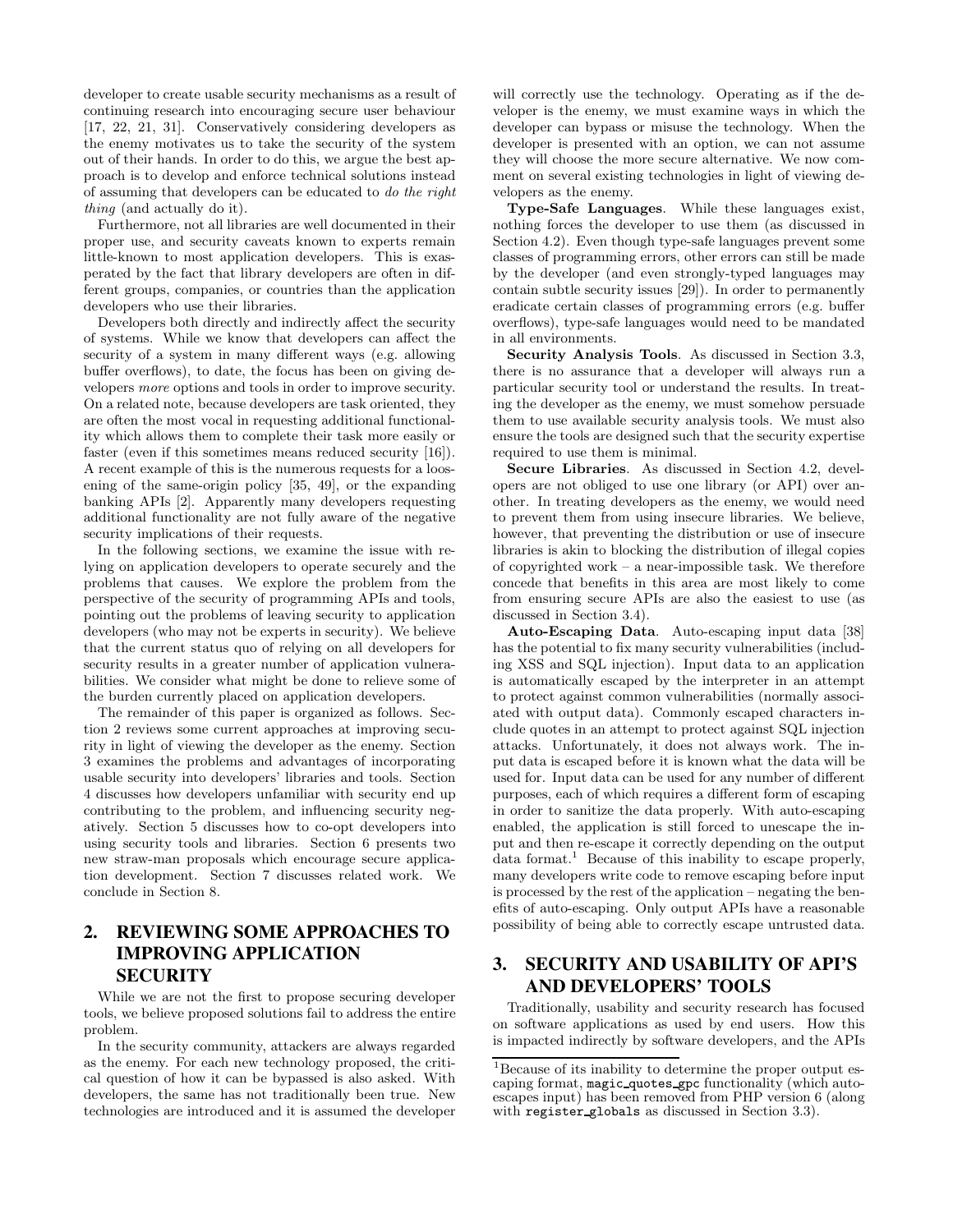developer to create usable security mechanisms as a result of continuing research into encouraging secure user behaviour [17, 22, 21, 31]. Conservatively considering developers as the enemy motivates us to take the security of the system out of their hands. In order to do this, we argue the best approach is to develop and enforce technical solutions instead of assuming that developers can be educated to *do the right thing* (and actually do it).

Furthermore, not all libraries are well documented in their proper use, and security caveats known to experts remain little-known to most application developers. This is exasperated by the fact that library developers are often in different groups, companies, or countries than the application developers who use their libraries.

Developers both directly and indirectly affect the security of systems. While we know that developers can affect the security of a system in many different ways (e.g. allowing buffer overflows), to date, the focus has been on giving developers *more* options and tools in order to improve security. On a related note, because developers are task oriented, they are often the most vocal in requesting additional functionality which allows them to complete their task more easily or faster (even if this sometimes means reduced security [16]). A recent example of this is the numerous requests for a loosening of the same-origin policy [35, 49], or the expanding banking APIs [2]. Apparently many developers requesting additional functionality are not fully aware of the negative security implications of their requests.

In the following sections, we examine the issue with relying on application developers to operate securely and the problems that causes. We explore the problem from the perspective of the security of programming APIs and tools, pointing out the problems of leaving security to application developers (who may not be experts in security). We believe that the current status quo of relying on all developers for security results in a greater number of application vulnerabilities. We consider what might be done to relieve some of the burden currently placed on application developers.

The remainder of this paper is organized as follows. Section 2 reviews some current approaches at improving security in light of viewing the developer as the enemy. Section 3 examines the problems and advantages of incorporating usable security into developers' libraries and tools. Section 4 discusses how developers unfamiliar with security end up contributing to the problem, and influencing security negatively. Section 5 discusses how to co-opt developers into using security tools and libraries. Section 6 presents two new straw-man proposals which encourage secure application development. Section 7 discusses related work. We conclude in Section 8.

## 2. REVIEWING SOME APPROACHES TO IMPROVING APPLICATION SECURITY

While we are not the first to propose securing developer tools, we believe proposed solutions fail to address the entire problem.

In the security community, attackers are always regarded as the enemy. For each new technology proposed, the critical question of how it can be bypassed is also asked. With developers, the same has not traditionally been true. New technologies are introduced and it is assumed the developer will correctly use the technology. Operating as if the developer is the enemy, we must examine ways in which the developer can bypass or misuse the technology. When the developer is presented with an option, we can not assume they will choose the more secure alternative. We now comment on several existing technologies in light of viewing developers as the enemy.

**Type-Safe Languages**. While these languages exist, nothing forces the developer to use them (as discussed in Section 4.2). Even though type-safe languages prevent some classes of programming errors, other errors can still be made by the developer (and even strongly-typed languages may contain subtle security issues [29]). In order to permanently eradicate certain classes of programming errors (e.g. buffer overflows), type-safe languages would need to be mandated in all environments.

**Security Analysis Tools**. As discussed in Section 3.3, there is no assurance that a developer will always run a particular security tool or understand the results. In treating the developer as the enemy, we must somehow persuade them to use available security analysis tools. We must also ensure the tools are designed such that the security expertise required to use them is minimal.

**Secure Libraries**. As discussed in Section 4.2, developers are not obliged to use one library (or API) over another. In treating developers as the enemy, we would need to prevent them from using insecure libraries. We believe, however, that preventing the distribution or use of insecure libraries is akin to blocking the distribution of illegal copies of copyrighted work – a near-impossible task. We therefore concede that benefits in this area are most likely to come from ensuring secure APIs are also the easiest to use (as discussed in Section 3.4).

**Auto-Escaping Data**. Auto-escaping input data [38] has the potential to fix many security vulnerabilities (including XSS and SQL injection). Input data to an application is automatically escaped by the interpreter in an attempt to protect against common vulnerabilities (normally associated with output data). Commonly escaped characters include quotes in an attempt to protect against SQL injection attacks. Unfortunately, it does not always work. The input data is escaped before it is known what the data will be used for. Input data can be used for any number of different purposes, each of which requires a different form of escaping in order to sanitize the data properly. With auto-escaping enabled, the application is still forced to unescape the input and then re-escape it correctly depending on the output data format.[1] Because of this inability to escape properly, many developers write code to remove escaping before input is processed by the rest of the application – negating the benefits of auto-escaping. Only output APIs have a reasonable possibility of being able to correctly escape untrusted data.

## 3. SECURITY AND USABILITY OF API'S AND DEVELOPERS' TOOLS

Traditionally, usability and security research has focused on software applications as used by end users. How this is impacted indirectly by software developers, and the APIs

[1]Because of its inability to determine the proper output escaping format, `magic_quotes_gpc` functionality (which auto-escapes input) has been removed from PHP version 6 (along with `register_globals` as discussed in Section 3.3).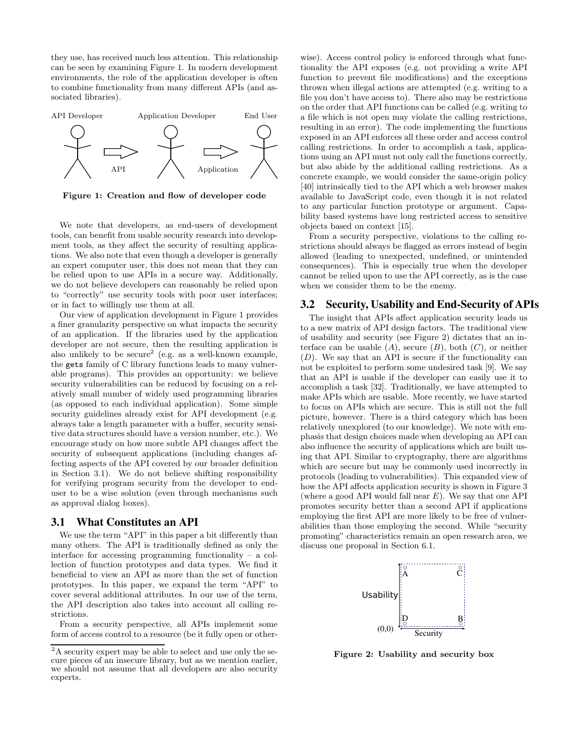they use, has received much less attention. This relationship can be seen by examining Figure 1. In modern development environments, the role of the application developer is often to combine functionality from many different APIs (and associated libraries).

Figure 1: Creation and flow of developer code

We note that developers, as end-users of development tools, can benefit from usable security research into development tools, as they affect the security of resulting applications. We also note that even though a developer is generally an expert computer user, this does not mean that they can be relied upon to use APIs in a secure way. Additionally, we do not believe developers can reasonably be relied upon to "correctly" use security tools with poor user interfaces; or in fact to willingly use them at all.

Our view of application development in Figure 1 provides a finer granularity perspective on what impacts the security of an application. If the libraries used by the application developer are not secure, then the resulting application is also unlikely to be secure[2] (e.g. as a well-known example, the `gets` family of C library functions leads to many vulnerable programs). This provides an opportunity: we believe security vulnerabilities can be reduced by focusing on a relatively small number of widely used programming libraries (as opposed to each individual application). Some simple security guidelines already exist for API development (e.g. always take a length parameter with a buffer, security sensitive data structures should have a version number, etc.). We encourage study on how more subtle API changes affect the security of subsequent applications (including changes affecting aspects of the API covered by our broader definition in Section 3.1). We do not believe shifting responsibility for verifying program security from the developer to end-user to be a wise solution (even through mechanisms such as approval dialog boxes).

## 3.1 What Constitutes an API

We use the term "API" in this paper a bit differently than many others. The API is traditionally defined as only the interface for accessing programming functionality – a collection of function prototypes and data types. We find it beneficial to view an API as more than the set of function prototypes. In this paper, we expand the term "API" to cover several additional attributes. In our use of the term, the API description also takes into account all calling restrictions.

From a security perspective, all APIs implement some form of access control to a resource (be it fully open or otherwise). Access control policy is enforced through what functionality the API exposes (e.g. not providing a write API function to prevent file modifications) and the exceptions thrown when illegal actions are attempted (e.g. writing to a file you don't have access to). There also may be restrictions on the order that API functions can be called (e.g. writing to a file which is not open may violate the calling restrictions, resulting in an error). The code implementing the functions exposed in an API enforces all these order and access control calling restrictions. In order to accomplish a task, applications using an API must not only call the functions correctly, but also abide by the additional calling restrictions. As a concrete example, we would consider the same-origin policy [40] intrinsically tied to the API which a web browser makes available to JavaScript code, even though it is not related to any particular function prototype or argument. Capability based systems have long restricted access to sensitive objects based on context [15].

From a security perspective, violations to the calling restrictions should always be flagged as errors instead of begin allowed (leading to unexpected, undefined, or unintended consequences). This is especially true when the developer cannot be relied upon to use the API correctly, as is the case when we consider them to be the enemy.

## 3.2 Security, Usability and End-Security of APIs

The insight that APIs affect application security leads us to a new matrix of API design factors. The traditional view of usability and security (see Figure 2) dictates that an interface can be usable ($A$), secure ($B$), both ($C$), or neither ($D$). We say that an API is secure if the functionality can not be exploited to perform some undesired task [9]. We say that an API is usable if the developer can easily use it to accomplish a task [32]. Traditionally, we have attempted to make APIs which are usable. More recently, we have started to focus on APIs which are secure. This is still not the full picture, however. There is a third category which has been relatively unexplored (to our knowledge). We note with emphasis that design choices made when developing an API can also influence the security of applications which are built using that API. Similar to cryptography, there are algorithms which are secure but may be commonly used incorrectly in protocols (leading to vulnerabilities). This expanded view of how the API affects application security is shown in Figure 3 (where a good API would fall near $E$). We say that one API promotes security better than a second API if applications employing the first API are more likely to be free of vulnerabilities than those employing the second. While "security promoting" characteristics remain an open research area, we discuss one proposal in Section 6.1.

Figure 2: Usability and security box

[2] A security expert may be able to select and use only the secure pieces of an insecure library, but as we mention earlier, we should not assume that all developers are also security experts.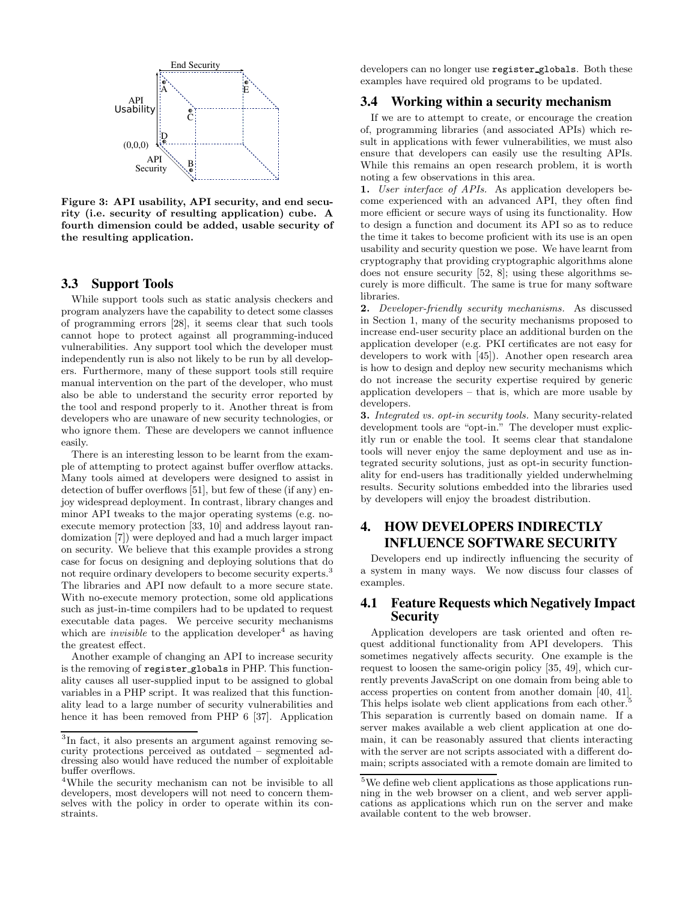Figure 3: API usability, API security, and end security (i.e. security of resulting application) cube. A fourth dimension could be added, usable security of the resulting application.

### 3.3 Support Tools

While support tools such as static analysis checkers and program analyzers have the capability to detect some classes of programming errors [28], it seems clear that such tools cannot hope to protect against all programming-induced vulnerabilities. Any support tool which the developer must independently run is also not likely to be run by all developers. Furthermore, many of these support tools still require manual intervention on the part of the developer, who must also be able to understand the security error reported by the tool and respond properly to it. Another threat is from developers who are unaware of new security technologies, or who ignore them. These are developers we cannot influence easily.

There is an interesting lesson to be learnt from the example of attempting to protect against buffer overflow attacks. Many tools aimed at developers were designed to assist in detection of buffer overflows [51], but few of these (if any) enjoy widespread deployment. In contrast, library changes and minor API tweaks to the major operating systems (e.g. no-execute memory protection [33, 10] and address layout randomization [7]) were deployed and had a much larger impact on security. We believe that this example provides a strong case for focus on designing and deploying solutions that do not require ordinary developers to become security experts.[3] The libraries and API now default to a more secure state. With no-execute memory protection, some old applications such as just-in-time compilers had to be updated to request executable data pages. We perceive security mechanisms which are *invisible* to the application developer[4] as having the greatest effect.

Another example of changing an API to increase security is the removing of `register_globals` in PHP. This functionality causes all user-supplied input to be assigned to global variables in a PHP script. It was realized that this functionality lead to a large number of security vulnerabilities and hence it has been removed from PHP 6 [37]. Application developers can no longer use `register_globals`. Both these examples have required old programs to be updated.

[3] In fact, it also presents an argument against removing security protections perceived as outdated – segmented addressing also would have reduced the number of exploitable buffer overflows.

[4] While the security mechanism can not be invisible to all developers, most developers will not need to concern themselves with the policy in order to operate within its constraints.

### 3.4 Working within a security mechanism

If we are to attempt to create, or encourage the creation of, programming libraries (and associated APIs) which result in applications with fewer vulnerabilities, we must also ensure that developers can easily use the resulting APIs. While this remains an open research problem, it is worth noting a few observations in this area.

**1.** *User interface of APIs.* As application developers become experienced with an advanced API, they often find more efficient or secure ways of using its functionality. How to design a function and document its API so as to reduce the time it takes to become proficient with its use is an open usability and security question we pose. We have learnt from cryptography that providing cryptographic algorithms alone does not ensure security [52, 8]; using these algorithms securely is more difficult. The same is true for many software libraries.

**2.** *Developer-friendly security mechanisms.* As discussed in Section 1, many of the security mechanisms proposed to increase end-user security place an additional burden on the application developer (e.g. PKI certificates are not easy for developers to work with [45]). Another open research area is how to design and deploy new security mechanisms which do not increase the security expertise required by generic application developers – that is, which are more usable by developers.

**3.** *Integrated vs. opt-in security tools.* Many security-related development tools are "opt-in." The developer must explicitly run or enable the tool. It seems clear that standalone tools will never enjoy the same deployment and use as integrated security solutions, just as opt-in security functionality for end-users has traditionally yielded underwhelming results. Security solutions embedded into the libraries used by developers will enjoy the broadest distribution.

## 4. HOW DEVELOPERS INDIRECTLY INFLUENCE SOFTWARE SECURITY

Developers end up indirectly influencing the security of a system in many ways. We now discuss four classes of examples.

### 4.1 Feature Requests which Negatively Impact Security

Application developers are task oriented and often request additional functionality from API developers. This sometimes negatively affects security. One example is the request to loosen the same-origin policy [35, 49], which currently prevents JavaScript on one domain from being able to access properties on content from another domain [40, 41]. This helps isolate web client applications from each other.[5] This separation is currently based on domain name. If a server makes available a web client application at one domain, it can be reasonably assured that clients interacting with the server are not scripts associated with a different domain; scripts associated with a remote domain are limited to

[5] We define web client applications as those applications running in the web browser on a client, and web server applications as applications which run on the server and make available content to the web browser.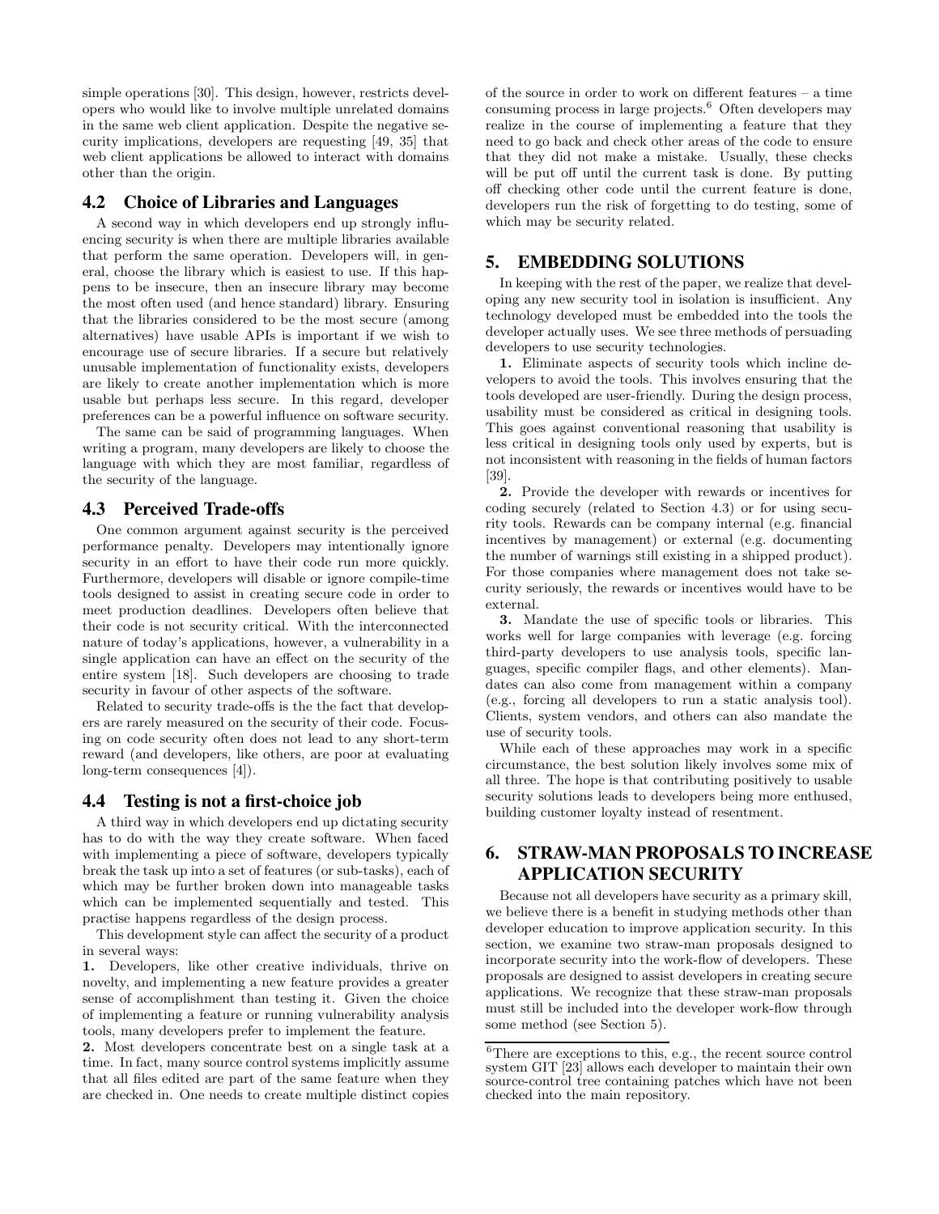simple operations [30]. This design, however, restricts developers who would like to involve multiple unrelated domains in the same web client application. Despite the negative security implications, developers are requesting [49, 35] that web client applications be allowed to interact with domains other than the origin.

### 4.2 Choice of Libraries and Languages

A second way in which developers end up strongly influencing security is when there are multiple libraries available that perform the same operation. Developers will, in general, choose the library which is easiest to use. If this happens to be insecure, then an insecure library may become the most often used (and hence standard) library. Ensuring that the libraries considered to be the most secure (among alternatives) have usable APIs is important if we wish to encourage use of secure libraries. If a secure but relatively unusable implementation of functionality exists, developers are likely to create another implementation which is more usable but perhaps less secure. In this regard, developer preferences can be a powerful influence on software security.

The same can be said of programming languages. When writing a program, many developers are likely to choose the language with which they are most familiar, regardless of the security of the language.

### 4.3 Perceived Trade-offs

One common argument against security is the perceived performance penalty. Developers may intentionally ignore security in an effort to have their code run more quickly. Furthermore, developers will disable or ignore compile-time tools designed to assist in creating secure code in order to meet production deadlines. Developers often believe that their code is not security critical. With the interconnected nature of today's applications, however, a vulnerability in a single application can have an effect on the security of the entire system [18]. Such developers are choosing to trade security in favour of other aspects of the software.

Related to security trade-offs is the the fact that developers are rarely measured on the security of their code. Focusing on code security often does not lead to any short-term reward (and developers, like others, are poor at evaluating long-term consequences [4]).

### 4.4 Testing is not a first-choice job

A third way in which developers end up dictating security has to do with the way they create software. When faced with implementing a piece of software, developers typically break the task up into a set of features (or sub-tasks), each of which may be further broken down into manageable tasks which can be implemented sequentially and tested. This practise happens regardless of the design process.

This development style can affect the security of a product in several ways:

**1.** Developers, like other creative individuals, thrive on novelty, and implementing a new feature provides a greater sense of accomplishment than testing it. Given the choice of implementing a feature or running vulnerability analysis tools, many developers prefer to implement the feature.

**2.** Most developers concentrate best on a single task at a time. In fact, many source control systems implicitly assume that all files edited are part of the same feature when they are checked in. One needs to create multiple distinct copies of the source in order to work on different features – a time consuming process in large projects.[6] Often developers may realize in the course of implementing a feature that they need to go back and check other areas of the code to ensure that they did not make a mistake. Usually, these checks will be put off until the current task is done. By putting off checking other code until the current feature is done, developers run the risk of forgetting to do testing, some of which may be security related.

## 5. EMBEDDING SOLUTIONS

In keeping with the rest of the paper, we realize that developing any new security tool in isolation is insufficient. Any technology developed must be embedded into the tools the developer actually uses. We see three methods of persuading developers to use security technologies.

**1.** Eliminate aspects of security tools which incline developers to avoid the tools. This involves ensuring that the tools developed are user-friendly. During the design process, usability must be considered as critical in designing tools. This goes against conventional reasoning that usability is less critical in designing tools only used by experts, but is not inconsistent with reasoning in the fields of human factors [39].

**2.** Provide the developer with rewards or incentives for coding securely (related to Section 4.3) or for using security tools. Rewards can be company internal (e.g. financial incentives by management) or external (e.g. documenting the number of warnings still existing in a shipped product). For those companies where management does not take security seriously, the rewards or incentives would have to be external.

**3.** Mandate the use of specific tools or libraries. This works well for large companies with leverage (e.g. forcing third-party developers to use analysis tools, specific languages, specific compiler flags, and other elements). Mandates can also come from management within a company (e.g., forcing all developers to run a static analysis tool). Clients, system vendors, and others can also mandate the use of security tools.

While each of these approaches may work in a specific circumstance, the best solution likely involves some mix of all three. The hope is that contributing positively to usable security solutions leads to developers being more enthused, building customer loyalty instead of resentment.

## 6. STRAW-MAN PROPOSALS TO INCREASE APPLICATION SECURITY

Because not all developers have security as a primary skill, we believe there is a benefit in studying methods other than developer education to improve application security. In this section, we examine two straw-man proposals designed to incorporate security into the work-flow of developers. These proposals are designed to assist developers in creating secure applications. We recognize that these straw-man proposals must still be included into the developer work-flow through some method (see Section 5).

[6] There are exceptions to this, e.g., the recent source control system GIT [23] allows each developer to maintain their own source-control tree containing patches which have not been checked into the main repository.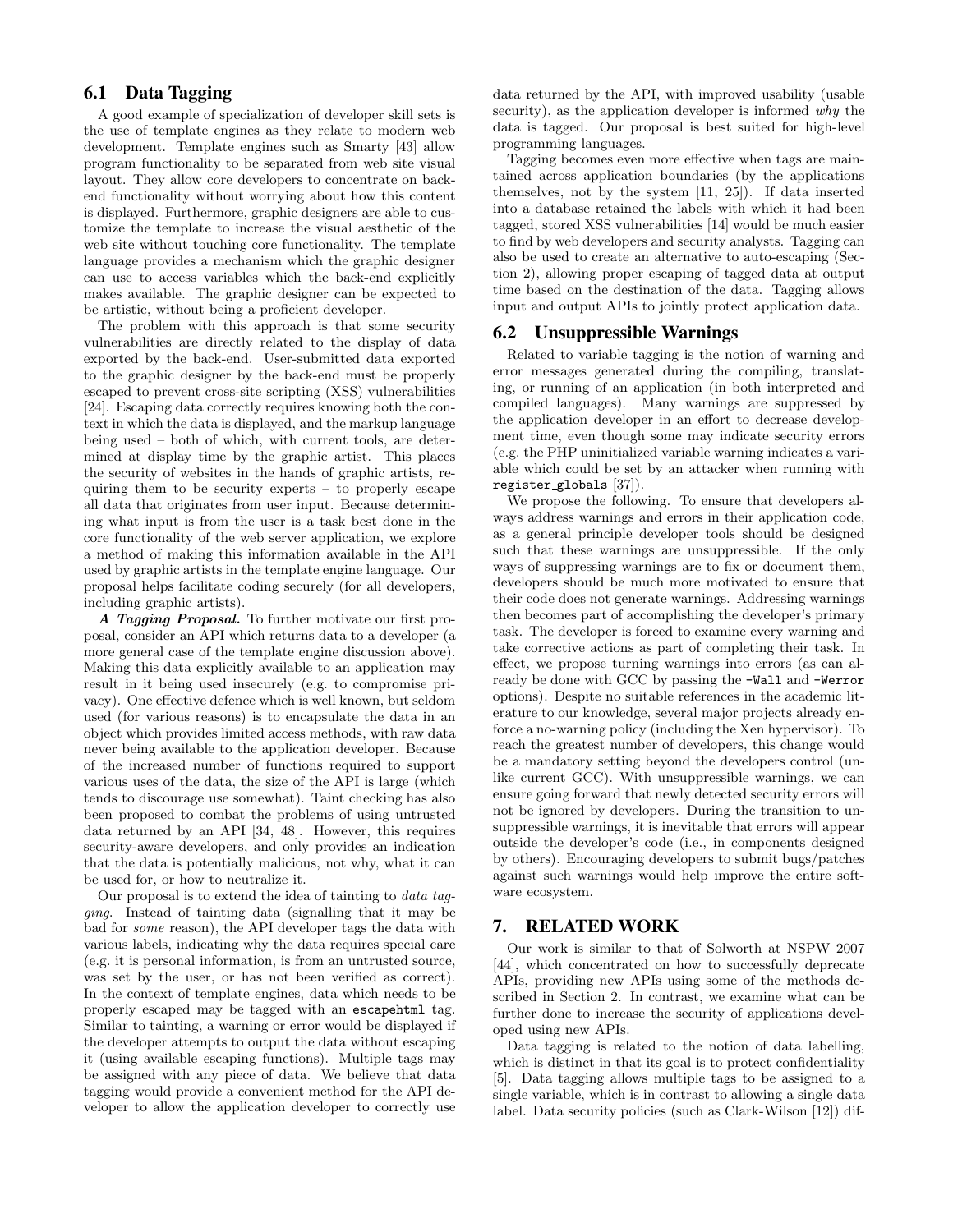## 6.1 Data Tagging

A good example of specialization of developer skill sets is the use of template engines as they relate to modern web development. Template engines such as Smarty [43] allow program functionality to be separated from web site visual layout. They allow core developers to concentrate on back-end functionality without worrying about how this content is displayed. Furthermore, graphic designers are able to customize the template to increase the visual aesthetic of the web site without touching core functionality. The template language provides a mechanism which the graphic designer can use to access variables which the back-end explicitly makes available. The graphic designer can be expected to be artistic, without being a proficient developer.

The problem with this approach is that some security vulnerabilities are directly related to the display of data exported by the back-end. User-submitted data exported to the graphic designer by the back-end must be properly escaped to prevent cross-site scripting (XSS) vulnerabilities [24]. Escaping data correctly requires knowing both the context in which the data is displayed, and the markup language being used – both of which, with current tools, are determined at display time by the graphic artist. This places the security of websites in the hands of graphic artists, requiring them to be security experts – to properly escape all data that originates from user input. Because determining what input is from the user is a task best done in the core functionality of the web server application, we explore a method of making this information available in the API used by graphic artists in the template engine language. Our proposal helps facilitate coding securely (for all developers, including graphic artists).

***A Tagging Proposal.*** To further motivate our first proposal, consider an API which returns data to a developer (a more general case of the template engine discussion above). Making this data explicitly available to an application may result in it being used insecurely (e.g. to compromise privacy). One effective defence which is well known, but seldom used (for various reasons) is to encapsulate the data in an object which provides limited access methods, with raw data never being available to the application developer. Because of the increased number of functions required to support various uses of the data, the size of the API is large (which tends to discourage use somewhat). Taint checking has also been proposed to combat the problems of using untrusted data returned by an API [34, 48]. However, this requires security-aware developers, and only provides an indication that the data is potentially malicious, not why, what it can be used for, or how to neutralize it.

Our proposal is to extend the idea of tainting to *data tagging*. Instead of tainting data (signalling that it may be bad for *some* reason), the API developer tags the data with various labels, indicating why the data requires special care (e.g. it is personal information, is from an untrusted source, was set by the user, or has not been verified as correct). In the context of template engines, data which needs to be properly escaped may be tagged with an `escapehtml` tag. Similar to tainting, a warning or error would be displayed if the developer attempts to output the data without escaping it (using available escaping functions). Multiple tags may be assigned with any piece of data. We believe that data tagging would provide a convenient method for the API developer to allow the application developer to correctly use data returned by the API, with improved usability (usable security), as the application developer is informed *why* the data is tagged. Our proposal is best suited for high-level programming languages.

Tagging becomes even more effective when tags are maintained across application boundaries (by the applications themselves, not by the system [11, 25]). If data inserted into a database retained the labels with which it had been tagged, stored XSS vulnerabilities [14] would be much easier to find by web developers and security analysts. Tagging can also be used to create an alternative to auto-escaping (Section 2), allowing proper escaping of tagged data at output time based on the destination of the data. Tagging allows input and output APIs to jointly protect application data.

## 6.2 Unsuppressible Warnings

Related to variable tagging is the notion of warning and error messages generated during the compiling, translating, or running of an application (in both interpreted and compiled languages). Many warnings are suppressed by the application developer in an effort to decrease development time, even though some may indicate security errors (e.g. the PHP uninitialized variable warning indicates a variable which could be set by an attacker when running with `register_globals` [37]).

We propose the following. To ensure that developers always address warnings and errors in their application code, as a general principle developer tools should be designed such that these warnings are unsuppressible. If the only ways of suppressing warnings are to fix or document them, developers should be much more motivated to ensure that their code does not generate warnings. Addressing warnings then becomes part of accomplishing the developer's primary task. The developer is forced to examine every warning and take corrective actions as part of completing their task. In effect, we propose turning warnings into errors (as can already be done with GCC by passing the `-Wall` and `-Werror` options). Despite no suitable references in the academic literature to our knowledge, several major projects already enforce a no-warning policy (including the Xen hypervisor). To reach the greatest number of developers, this change would be a mandatory setting beyond the developers control (unlike current GCC). With unsuppressible warnings, we can ensure going forward that newly detected security errors will not be ignored by developers. During the transition to unsuppressible warnings, it is inevitable that errors will appear outside the developer's code (i.e., in components designed by others). Encouraging developers to submit bugs/patches against such warnings would help improve the entire software ecosystem.

# 7. RELATED WORK

Our work is similar to that of Solworth at NSPW 2007 [44], which concentrated on how to successfully deprecate APIs, providing new APIs using some of the methods described in Section 2. In contrast, we examine what can be further done to increase the security of applications developed using new APIs.

Data tagging is related to the notion of data labelling, which is distinct in that its goal is to protect confidentiality [5]. Data tagging allows multiple tags to be assigned to a single variable, which is in contrast to allowing a single data label. Data security policies (such as Clark-Wilson [12]) dif-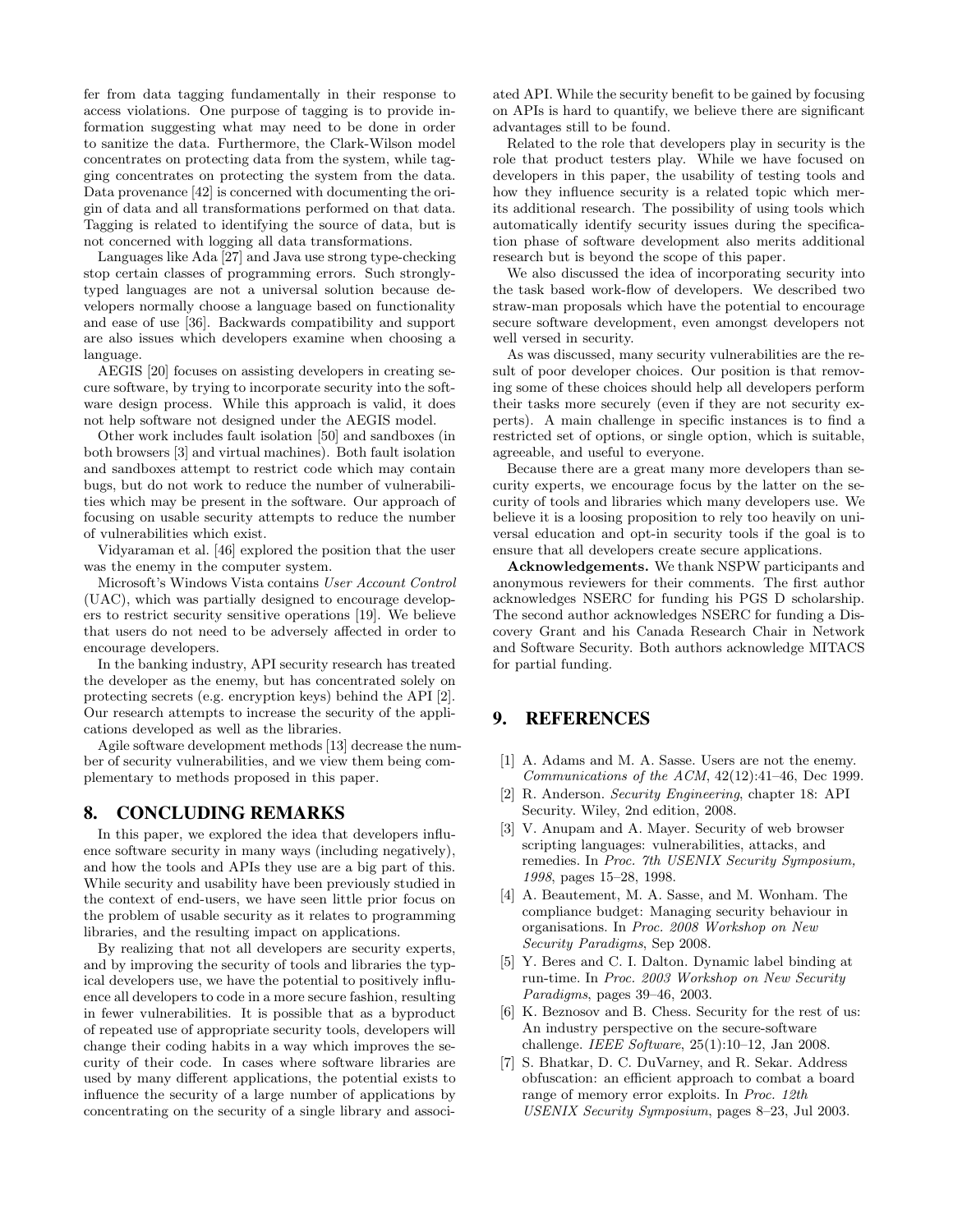fer from data tagging fundamentally in their response to access violations. One purpose of tagging is to provide information suggesting what may need to be done in order to sanitize the data. Furthermore, the Clark-Wilson model concentrates on protecting data from the system, while tagging concentrates on protecting the system from the data. Data provenance [42] is concerned with documenting the origin of data and all transformations performed on that data. Tagging is related to identifying the source of data, but is not concerned with logging all data transformations.

Languages like Ada [27] and Java use strong type-checking stop certain classes of programming errors. Such strongly-typed languages are not a universal solution because developers normally choose a language based on functionality and ease of use [36]. Backwards compatibility and support are also issues which developers examine when choosing a language.

AEGIS [20] focuses on assisting developers in creating secure software, by trying to incorporate security into the software design process. While this approach is valid, it does not help software not designed under the AEGIS model.

Other work includes fault isolation [50] and sandboxes (in both browsers [3] and virtual machines). Both fault isolation and sandboxes attempt to restrict code which may contain bugs, but do not work to reduce the number of vulnerabilities which may be present in the software. Our approach of focusing on usable security attempts to reduce the number of vulnerabilities which exist.

Vidyaraman et al. [46] explored the position that the user was the enemy in the computer system.

Microsoft's Windows Vista contains *User Account Control* (UAC), which was partially designed to encourage developers to restrict security sensitive operations [19]. We believe that users do not need to be adversely affected in order to encourage developers.

In the banking industry, API security research has treated the developer as the enemy, but has concentrated solely on protecting secrets (e.g. encryption keys) behind the API [2]. Our research attempts to increase the security of the applications developed as well as the libraries.

Agile software development methods [13] decrease the number of security vulnerabilities, and we view them being complementary to methods proposed in this paper.

## 8. CONCLUDING REMARKS

In this paper, we explored the idea that developers influence software security in many ways (including negatively), and how the tools and APIs they use are a big part of this. While security and usability have been previously studied in the context of end-users, we have seen little prior focus on the problem of usable security as it relates to programming libraries, and the resulting impact on applications.

By realizing that not all developers are security experts, and by improving the security of tools and libraries the typical developers use, we have the potential to positively influence all developers to code in a more secure fashion, resulting in fewer vulnerabilities. It is possible that as a byproduct of repeated use of appropriate security tools, developers will change their coding habits in a way which improves the security of their code. In cases where software libraries are used by many different applications, the potential exists to influence the security of a large number of applications by concentrating on the security of a single library and associated API. While the security benefit to be gained by focusing on APIs is hard to quantify, we believe there are significant advantages still to be found.

Related to the role that developers play in security is the role that product testers play. While we have focused on developers in this paper, the usability of testing tools and how they influence security is a related topic which merits additional research. The possibility of using tools which automatically identify security issues during the specification phase of software development also merits additional research but is beyond the scope of this paper.

We also discussed the idea of incorporating security into the task based work-flow of developers. We described two straw-man proposals which have the potential to encourage secure software development, even amongst developers not well versed in security.

As was discussed, many security vulnerabilities are the result of poor developer choices. Our position is that removing some of these choices should help all developers perform their tasks more securely (even if they are not security experts). A main challenge in specific instances is to find a restricted set of options, or single option, which is suitable, agreeable, and useful to everyone.

Because there are a great many more developers than security experts, we encourage focus by the latter on the security of tools and libraries which many developers use. We believe it is a loosing proposition to rely too heavily on universal education and opt-in security tools if the goal is to ensure that all developers create secure applications.

**Acknowledgements.** We thank NSPW participants and anonymous reviewers for their comments. The first author acknowledges NSERC for funding his PGS D scholarship. The second author acknowledges NSERC for funding a Discovery Grant and his Canada Research Chair in Network and Software Security. Both authors acknowledge MITACS for partial funding.

## 9. REFERENCES

[1] A. Adams and M. A. Sasse. Users are not the enemy. *Communications of the ACM*, 42(12):41–46, Dec 1999.

[2] R. Anderson. *Security Engineering*, chapter 18: API Security. Wiley, 2nd edition, 2008.

[3] V. Anupam and A. Mayer. Security of web browser scripting languages: vulnerabilities, attacks, and remedies. In *Proc. 7th USENIX Security Symposium, 1998*, pages 15–28, 1998.

[4] A. Beautement, M. A. Sasse, and M. Wonham. The compliance budget: Managing security behaviour in organisations. In *Proc. 2008 Workshop on New Security Paradigms*, Sep 2008.

[5] Y. Beres and C. I. Dalton. Dynamic label binding at run-time. In *Proc. 2003 Workshop on New Security Paradigms*, pages 39–46, 2003.

[6] K. Beznosov and B. Chess. Security for the rest of us: An industry perspective on the secure-software challenge. *IEEE Software*, 25(1):10–12, Jan 2008.

[7] S. Bhatkar, D. C. DuVarney, and R. Sekar. Address obfuscation: an efficient approach to combat a board range of memory error exploits. In *Proc. 12th USENIX Security Symposium*, pages 8–23, Jul 2003.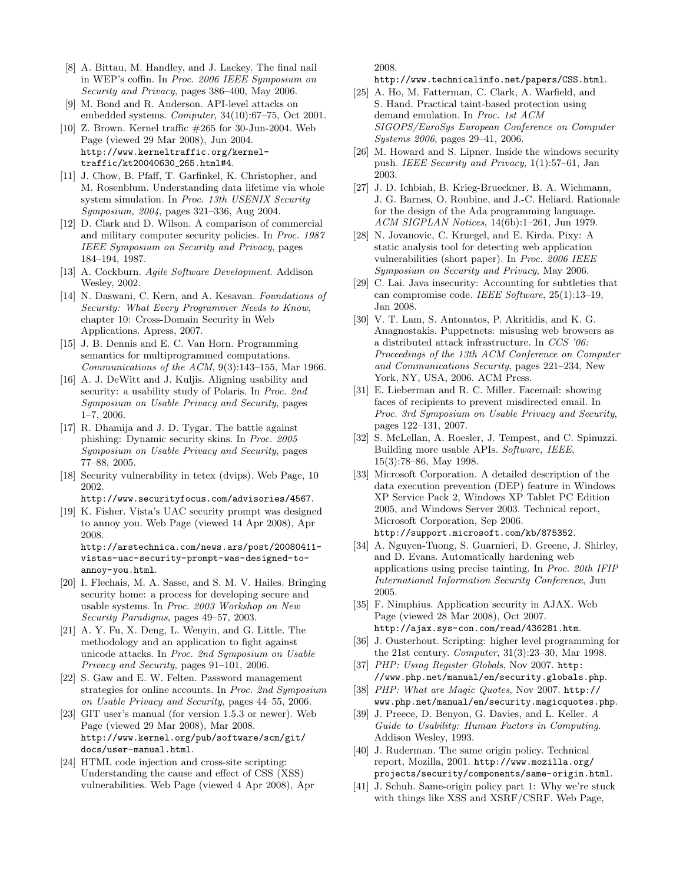[8] A. Bittau, M. Handley, and J. Lackey. The final nail in WEP's coffin. In *Proc. 2006 IEEE Symposium on Security and Privacy*, pages 386–400, May 2006.

[9] M. Bond and R. Anderson. API-level attacks on embedded systems. *Computer*, 34(10):67–75, Oct 2001.

[10] Z. Brown. Kernel traffic #265 for 30-Jun-2004. Web Page (viewed 29 Mar 2008), Jun 2004. `http://www.kerneltraffic.org/kernel-traffic/kt20040630_265.html#4`.

[11] J. Chow, B. Pfaff, T. Garfinkel, K. Christopher, and M. Rosenblum. Understanding data lifetime via whole system simulation. In *Proc. 13th USENIX Security Symposium, 2004*, pages 321–336, Aug 2004.

[12] D. Clark and D. Wilson. A comparison of commercial and military computer security policies. In *Proc. 1987 IEEE Symposium on Security and Privacy*, pages 184–194, 1987.

[13] A. Cockburn. *Agile Software Development*. Addison Wesley, 2002.

[14] N. Daswani, C. Kern, and A. Kesavan. *Foundations of Security: What Every Programmer Needs to Know*, chapter 10: Cross-Domain Security in Web Applications. Apress, 2007.

[15] J. B. Dennis and E. C. Van Horn. Programming semantics for multiprogrammed computations. *Communications of the ACM*, 9(3):143–155, Mar 1966.

[16] A. J. DeWitt and J. Kuljis. Aligning usability and security: a usability study of Polaris. In *Proc. 2nd Symposium on Usable Privacy and Security*, pages 1–7, 2006.

[17] R. Dhamija and J. D. Tygar. The battle against phishing: Dynamic security skins. In *Proc. 2005 Symposium on Usable Privacy and Security*, pages 77–88, 2005.

[18] Security vulnerability in tetex (dvips). Web Page, 10 2002. `http://www.securityfocus.com/advisories/4567`.

[19] K. Fisher. Vista's UAC security prompt was designed to annoy you. Web Page (viewed 14 Apr 2008), Apr 2008. `http://arstechnica.com/news.ars/post/20080411-vistas-uac-security-prompt-was-designed-to-annoy-you.html`.

[20] I. Flechais, M. A. Sasse, and S. M. V. Hailes. Bringing security home: a process for developing secure and usable systems. In *Proc. 2003 Workshop on New Security Paradigms*, pages 49–57, 2003.

[21] A. Y. Fu, X. Deng, L. Wenyin, and G. Little. The methodology and an application to fight against unicode attacks. In *Proc. 2nd Symposium on Usable Privacy and Security*, pages 91–101, 2006.

[22] S. Gaw and E. W. Felten. Password management strategies for online accounts. In *Proc. 2nd Symposium on Usable Privacy and Security*, pages 44–55, 2006.

[23] GIT user's manual (for version 1.5.3 or newer). Web Page (viewed 29 Mar 2008), Mar 2008. `http://www.kernel.org/pub/software/scm/git/docs/user-manual.html`.

[24] HTML code injection and cross-site scripting: Understanding the cause and effect of CSS (XSS) vulnerabilities. Web Page (viewed 4 Apr 2008), Apr 2008. `http://www.technicalinfo.net/papers/CSS.html`.

[25] A. Ho, M. Fatterman, C. Clark, A. Warfield, and S. Hand. Practical taint-based protection using demand emulation. In *Proc. 1st ACM SIGOPS/EuroSys European Conference on Computer Systems 2006*, pages 29–41, 2006.

[26] M. Howard and S. Lipner. Inside the windows security push. *IEEE Security and Privacy*, 1(1):57–61, Jan 2003.

[27] J. D. Ichbiah, B. Krieg-Brueckner, B. A. Wichmann, J. G. Barnes, O. Roubine, and J.-C. Heliard. Rationale for the design of the Ada programming language. *ACM SIGPLAN Notices*, 14(6b):1–261, Jun 1979.

[28] N. Jovanovic, C. Kruegel, and E. Kirda. Pixy: A static analysis tool for detecting web application vulnerabilities (short paper). In *Proc. 2006 IEEE Symposium on Security and Privacy*, May 2006.

[29] C. Lai. Java insecurity: Accounting for subtleties that can compromise code. *IEEE Software*, 25(1):13–19, Jan 2008.

[30] V. T. Lam, S. Antonatos, P. Akritidis, and K. G. Anagnostakis. Puppetnets: misusing web browsers as a distributed attack infrastructure. In *CCS '06: Proceedings of the 13th ACM Conference on Computer and Communications Security*, pages 221–234, New York, NY, USA, 2006. ACM Press.

[31] E. Lieberman and R. C. Miller. Facemail: showing faces of recipients to prevent misdirected email. In *Proc. 3rd Symposium on Usable Privacy and Security*, pages 122–131, 2007.

[32] S. McLellan, A. Roesler, J. Tempest, and C. Spinuzzi. Building more usable APIs. *Software, IEEE*, 15(3):78–86, May 1998.

[33] Microsoft Corporation. A detailed description of the data execution prevention (DEP) feature in Windows XP Service Pack 2, Windows XP Tablet PC Edition 2005, and Windows Server 2003. Technical report, Microsoft Corporation, Sep 2006. `http://support.microsoft.com/kb/875352`.

[34] A. Nguyen-Tuong, S. Guarnieri, D. Greene, J. Shirley, and D. Evans. Automatically hardening web applications using precise tainting. In *Proc. 20th IFIP International Information Security Conference*, Jun 2005.

[35] F. Nimphius. Application security in AJAX. Web Page (viewed 28 Mar 2008), Oct 2007. `http://ajax.sys-con.com/read/436281.htm`.

[36] J. Ousterhout. Scripting: higher level programming for the 21st century. *Computer*, 31(3):23–30, Mar 1998.

[37] *PHP: Using Register Globals*, Nov 2007. `http://www.php.net/manual/en/security.globals.php`.

[38] *PHP: What are Magic Quotes*, Nov 2007. `http://www.php.net/manual/en/security.magicquotes.php`.

[39] J. Preece, D. Benyon, G. Davies, and L. Keller. *A Guide to Usability: Human Factors in Computing*. Addison Wesley, 1993.

[40] J. Ruderman. The same origin policy. Technical report, Mozilla, 2001. `http://www.mozilla.org/projects/security/components/same-origin.html`.

[41] J. Schuh. Same-origin policy part 1: Why we're stuck with things like XSS and XSRF/CSRF. Web Page,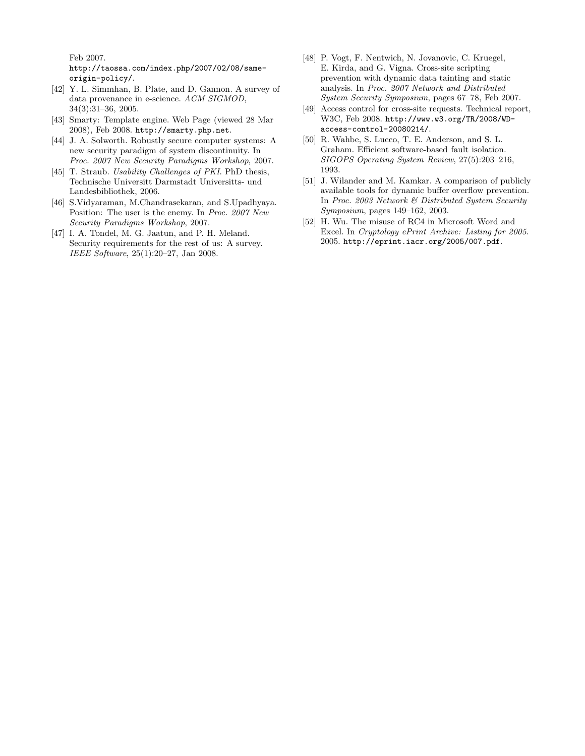Feb 2007.
http://taossa.com/index.php/2007/02/08/same-origin-policy/.

[42] Y. L. Simmhan, B. Plate, and D. Gannon. A survey of data provenance in e-science. *ACM SIGMOD*, 34(3):31–36, 2005.

[43] Smarty: Template engine. Web Page (viewed 28 Mar 2008), Feb 2008. http://smarty.php.net.

[44] J. A. Solworth. Robustly secure computer systems: A new security paradigm of system discontinuity. In *Proc. 2007 New Security Paradigms Workshop*, 2007.

[45] T. Straub. *Usability Challenges of PKI*. PhD thesis, Technische Universitt Darmstadt Universitts- und Landesbibliothek, 2006.

[46] S.Vidyaraman, M.Chandrasekaran, and S.Upadhyaya. Position: The user is the enemy. In *Proc. 2007 New Security Paradigms Workshop*, 2007.

[47] I. A. Tondel, M. G. Jaatun, and P. H. Meland. Security requirements for the rest of us: A survey. *IEEE Software*, 25(1):20–27, Jan 2008.

[48] P. Vogt, F. Nentwich, N. Jovanovic, C. Kruegel, E. Kirda, and G. Vigna. Cross-site scripting prevention with dynamic data tainting and static analysis. In *Proc. 2007 Network and Distributed System Security Symposium*, pages 67–78, Feb 2007.

[49] Access control for cross-site requests. Technical report, W3C, Feb 2008. http://www.w3.org/TR/2008/WD-access-control-20080214/.

[50] R. Wahbe, S. Lucco, T. E. Anderson, and S. L. Graham. Efficient software-based fault isolation. *SIGOPS Operating System Review*, 27(5):203–216, 1993.

[51] J. Wilander and M. Kamkar. A comparison of publicly available tools for dynamic buffer overflow prevention. In *Proc. 2003 Network & Distributed System Security Symposium*, pages 149–162, 2003.

[52] H. Wu. The misuse of RC4 in Microsoft Word and Excel. In *Cryptology ePrint Archive: Listing for 2005*. 2005. http://eprint.iacr.org/2005/007.pdf.